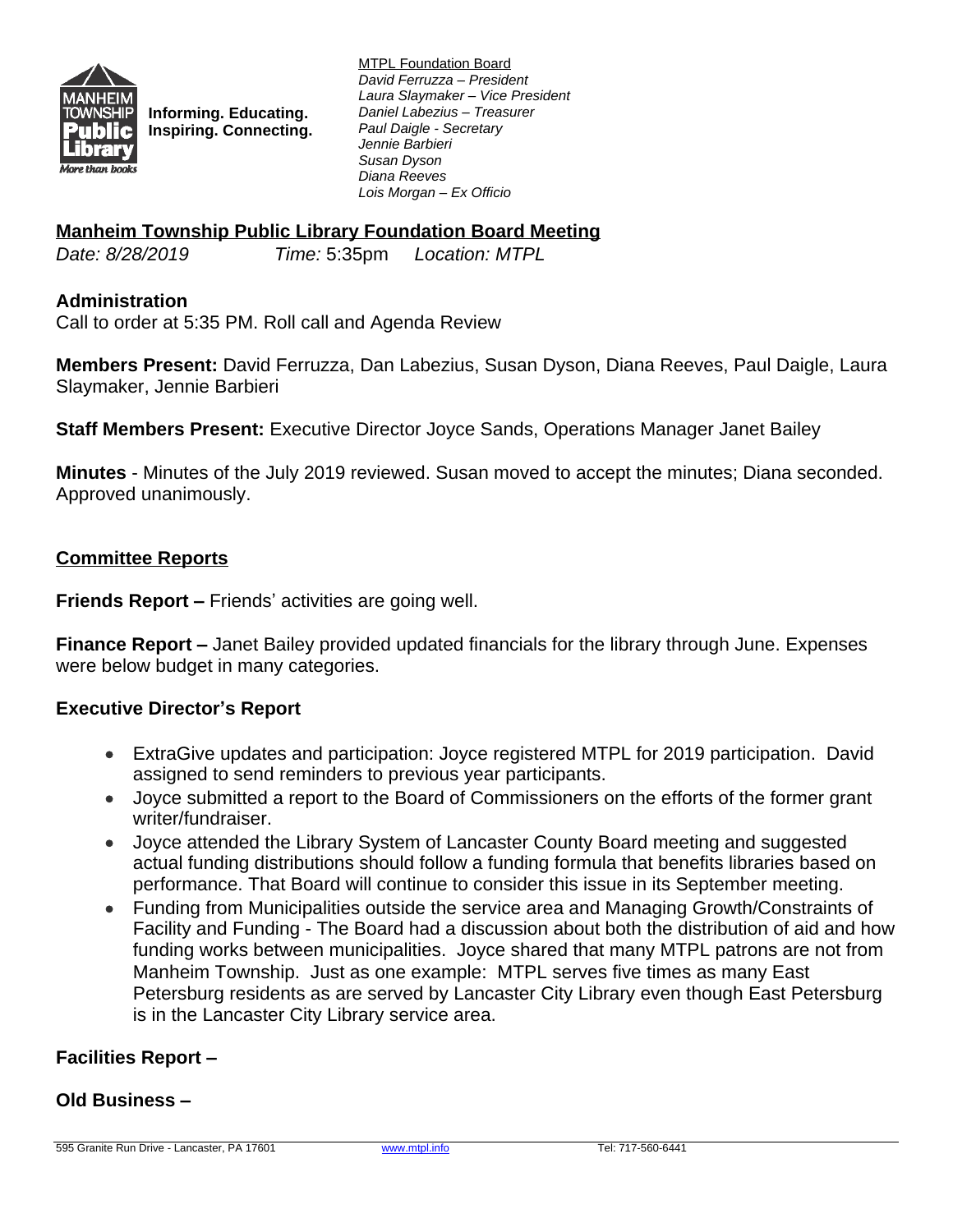**Informing. Educating.
Inspiring. Connecting.**

MTPL Foundation Board
*David Ferruzza – President*
*Laura Slaymaker – Vice President*
*Daniel Labezius – Treasurer*
*Paul Daigle - Secretary*
*Jennie Barbieri*
*Susan Dyson*
*Diana Reeves*
*Lois Morgan – Ex Officio*

## Manheim Township Public Library Foundation Board Meeting

*Date: 8/28/2019* *Time:* 5:35pm *Location: MTPL*

### Administration

Call to order at 5:35 PM. Roll call and Agenda Review

**Members Present:** David Ferruzza, Dan Labezius, Susan Dyson, Diana Reeves, Paul Daigle, Laura Slaymaker, Jennie Barbieri

**Staff Members Present:** Executive Director Joyce Sands, Operations Manager Janet Bailey

**Minutes** - Minutes of the July 2019 reviewed. Susan moved to accept the minutes; Diana seconded. Approved unanimously.

### Committee Reports

**Friends Report –** Friends' activities are going well.

**Finance Report –** Janet Bailey provided updated financials for the library through June. Expenses were below budget in many categories.

### Executive Director's Report

- ExtraGive updates and participation: Joyce registered MTPL for 2019 participation. David assigned to send reminders to previous year participants.
- Joyce submitted a report to the Board of Commissioners on the efforts of the former grant writer/fundraiser.
- Joyce attended the Library System of Lancaster County Board meeting and suggested actual funding distributions should follow a funding formula that benefits libraries based on performance. That Board will continue to consider this issue in its September meeting.
- Funding from Municipalities outside the service area and Managing Growth/Constraints of Facility and Funding - The Board had a discussion about both the distribution of aid and how funding works between municipalities. Joyce shared that many MTPL patrons are not from Manheim Township. Just as one example: MTPL serves five times as many East Petersburg residents as are served by Lancaster City Library even though East Petersburg is in the Lancaster City Library service area.

### Facilities Report –

### Old Business –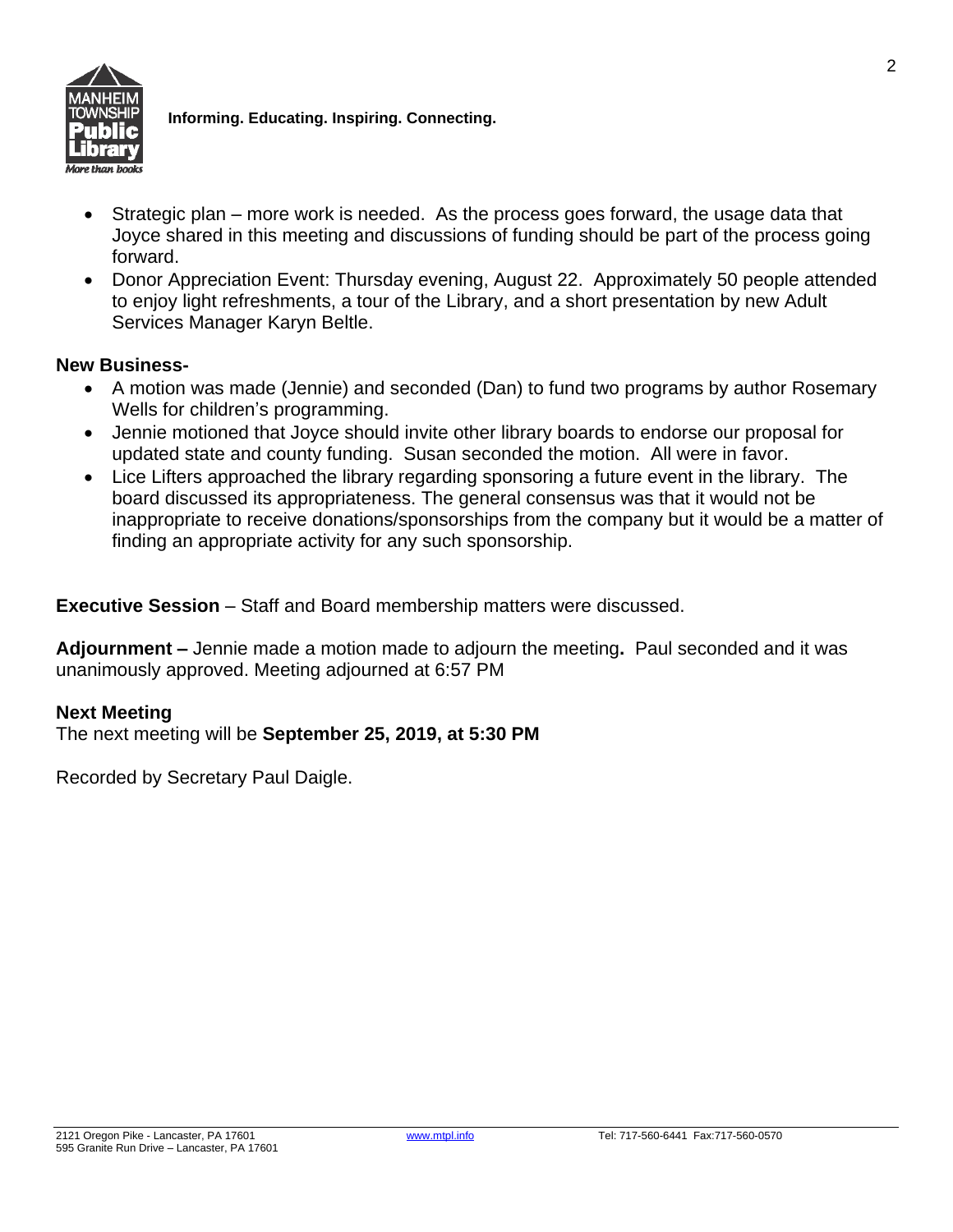**Informing. Educating. Inspiring. Connecting.**

- Strategic plan – more work is needed. As the process goes forward, the usage data that Joyce shared in this meeting and discussions of funding should be part of the process going forward.
- Donor Appreciation Event: Thursday evening, August 22. Approximately 50 people attended to enjoy light refreshments, a tour of the Library, and a short presentation by new Adult Services Manager Karyn Beltle.

**New Business-**

- A motion was made (Jennie) and seconded (Dan) to fund two programs by author Rosemary Wells for children's programming.
- Jennie motioned that Joyce should invite other library boards to endorse our proposal for updated state and county funding. Susan seconded the motion. All were in favor.
- Lice Lifters approached the library regarding sponsoring a future event in the library. The board discussed its appropriateness. The general consensus was that it would not be inappropriate to receive donations/sponsorships from the company but it would be a matter of finding an appropriate activity for any such sponsorship.

**Executive Session** – Staff and Board membership matters were discussed.

**Adjournment –** Jennie made a motion made to adjourn the meeting**.** Paul seconded and it was unanimously approved. Meeting adjourned at 6:57 PM

**Next Meeting**
The next meeting will be **September 25, 2019, at 5:30 PM**

Recorded by Secretary Paul Daigle.

2121 Oregon Pike - Lancaster, PA 17601
595 Granite Run Drive – Lancaster, PA 17601
www.mtpl.info
Tel: 717-560-6441 Fax:717-560-0570